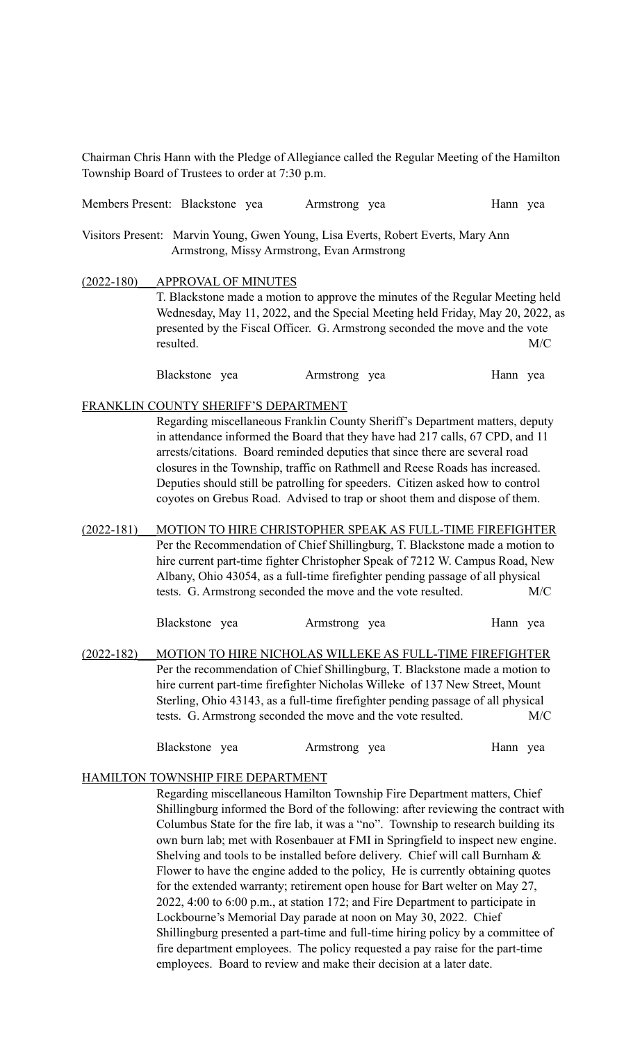Chairman Chris Hann with the Pledge of Allegiance called the Regular Meeting of the Hamilton Township Board of Trustees to order at 7:30 p.m.

Members Present: Blackstone yea Armstrong yea Hann yea

Visitors Present: Marvin Young, Gwen Young, Lisa Everts, Robert Everts, Mary Ann Armstrong, Missy Armstrong, Evan Armstrong

(2022-180) APPROVAL OF MINUTES

T. Blackstone made a motion to approve the minutes of the Regular Meeting held Wednesday, May 11, 2022, and the Special Meeting held Friday, May 20, 2022, as presented by the Fiscal Officer. G. Armstrong seconded the move and the vote resulted. M/C

Blackstone yea Armstrong yea Hann yea

FRANKLIN COUNTY SHERIFF'S DEPARTMENT

Regarding miscellaneous Franklin County Sheriff's Department matters, deputy in attendance informed the Board that they have had 217 calls, 67 CPD, and 11 arrests/citations. Board reminded deputies that since there are several road closures in the Township, traffic on Rathmell and Reese Roads has increased. Deputies should still be patrolling for speeders. Citizen asked how to control coyotes on Grebus Road. Advised to trap or shoot them and dispose of them.

(2022-181) MOTION TO HIRE CHRISTOPHER SPEAK AS FULL-TIME FIREFIGHTER

Per the Recommendation of Chief Shillingburg, T. Blackstone made a motion to hire current part-time fighter Christopher Speak of 7212 W. Campus Road, New Albany, Ohio 43054, as a full-time firefighter pending passage of all physical tests. G. Armstrong seconded the move and the vote resulted. M/C

Blackstone yea Armstrong yea Hann yea

(2022-182) MOTION TO HIRE NICHOLAS WILLEKE AS FULL-TIME FIREFIGHTER

Per the recommendation of Chief Shillingburg, T. Blackstone made a motion to hire current part-time firefighter Nicholas Willeke of 137 New Street, Mount Sterling, Ohio 43143, as a full-time firefighter pending passage of all physical tests. G. Armstrong seconded the move and the vote resulted. M/C

Blackstone yea Armstrong yea Hann yea

HAMILTON TOWNSHIP FIRE DEPARTMENT

Regarding miscellaneous Hamilton Township Fire Department matters, Chief Shillingburg informed the Bord of the following: after reviewing the contract with Columbus State for the fire lab, it was a "no". Township to research building its own burn lab; met with Rosenbauer at FMI in Springfield to inspect new engine. Shelving and tools to be installed before delivery. Chief will call Burnham & Flower to have the engine added to the policy, He is currently obtaining quotes for the extended warranty; retirement open house for Bart welter on May 27, 2022, 4:00 to 6:00 p.m., at station 172; and Fire Department to participate in Lockbourne's Memorial Day parade at noon on May 30, 2022. Chief Shillingburg presented a part-time and full-time hiring policy by a committee of fire department employees. The policy requested a pay raise for the part-time employees. Board to review and make their decision at a later date.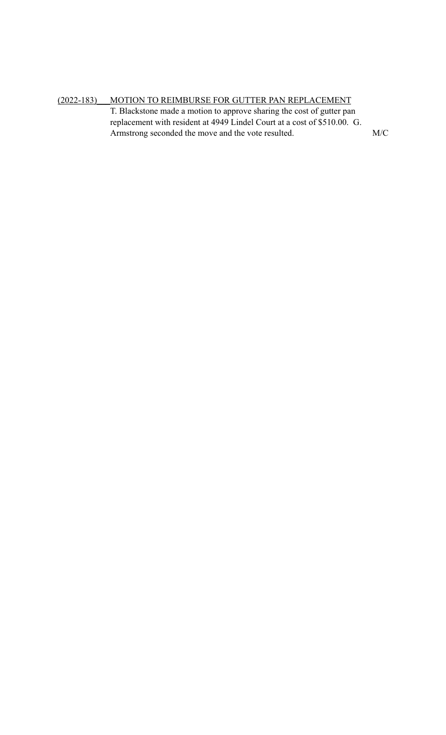<u>(2022-183)</u> <u>MOTION TO REIMBURSE FOR GUTTER PAN REPLACEMENT</u>

T. Blackstone made a motion to approve sharing the cost of gutter pan replacement with resident at 4949 Lindel Court at a cost of $510.00. G. Armstrong seconded the move and the vote resulted. M/C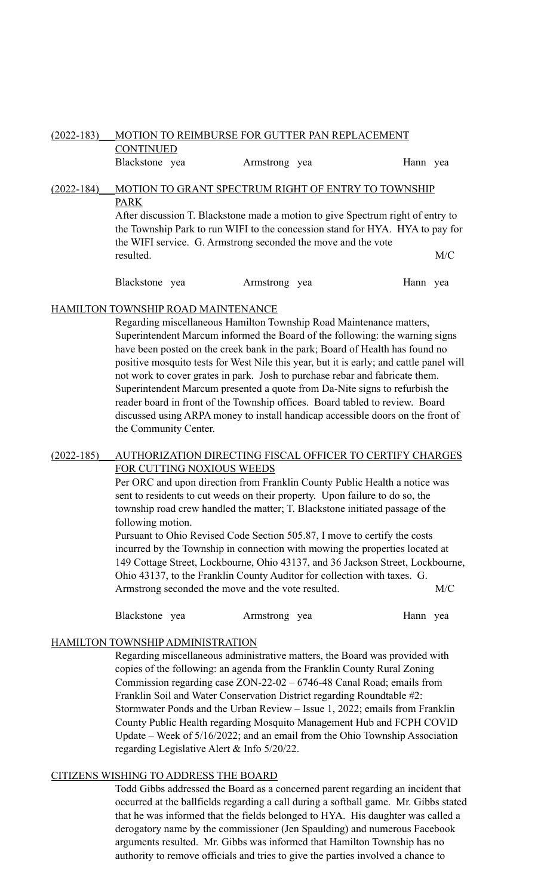(2022-183) MOTION TO REIMBURSE FOR GUTTER PAN REPLACEMENT CONTINUED

Blackstone yea Armstrong yea Hann yea

(2022-184) MOTION TO GRANT SPECTRUM RIGHT OF ENTRY TO TOWNSHIP PARK

After discussion T. Blackstone made a motion to give Spectrum right of entry to the Township Park to run WIFI to the concession stand for HYA. HYA to pay for the WIFI service. G. Armstrong seconded the move and the vote resulted. M/C

Blackstone yea Armstrong yea Hann yea

HAMILTON TOWNSHIP ROAD MAINTENANCE

Regarding miscellaneous Hamilton Township Road Maintenance matters, Superintendent Marcum informed the Board of the following: the warning signs have been posted on the creek bank in the park; Board of Health has found no positive mosquito tests for West Nile this year, but it is early; and cattle panel will not work to cover grates in park. Josh to purchase rebar and fabricate them. Superintendent Marcum presented a quote from Da-Nite signs to refurbish the reader board in front of the Township offices. Board tabled to review. Board discussed using ARPA money to install handicap accessible doors on the front of the Community Center.

(2022-185) AUTHORIZATION DIRECTING FISCAL OFFICER TO CERTIFY CHARGES FOR CUTTING NOXIOUS WEEDS

Per ORC and upon direction from Franklin County Public Health a notice was sent to residents to cut weeds on their property. Upon failure to do so, the township road crew handled the matter; T. Blackstone initiated passage of the following motion.

Pursuant to Ohio Revised Code Section 505.87, I move to certify the costs incurred by the Township in connection with mowing the properties located at 149 Cottage Street, Lockbourne, Ohio 43137, and 36 Jackson Street, Lockbourne, Ohio 43137, to the Franklin County Auditor for collection with taxes. G. Armstrong seconded the move and the vote resulted. M/C

Blackstone yea Armstrong yea Hann yea

HAMILTON TOWNSHIP ADMINISTRATION

Regarding miscellaneous administrative matters, the Board was provided with copies of the following: an agenda from the Franklin County Rural Zoning Commission regarding case ZON-22-02 – 6746-48 Canal Road; emails from Franklin Soil and Water Conservation District regarding Roundtable #2: Stormwater Ponds and the Urban Review – Issue 1, 2022; emails from Franklin County Public Health regarding Mosquito Management Hub and FCPH COVID Update – Week of 5/16/2022; and an email from the Ohio Township Association regarding Legislative Alert & Info 5/20/22.

CITIZENS WISHING TO ADDRESS THE BOARD

Todd Gibbs addressed the Board as a concerned parent regarding an incident that occurred at the ballfields regarding a call during a softball game. Mr. Gibbs stated that he was informed that the fields belonged to HYA. His daughter was called a derogatory name by the commissioner (Jen Spaulding) and numerous Facebook arguments resulted. Mr. Gibbs was informed that Hamilton Township has no authority to remove officials and tries to give the parties involved a chance to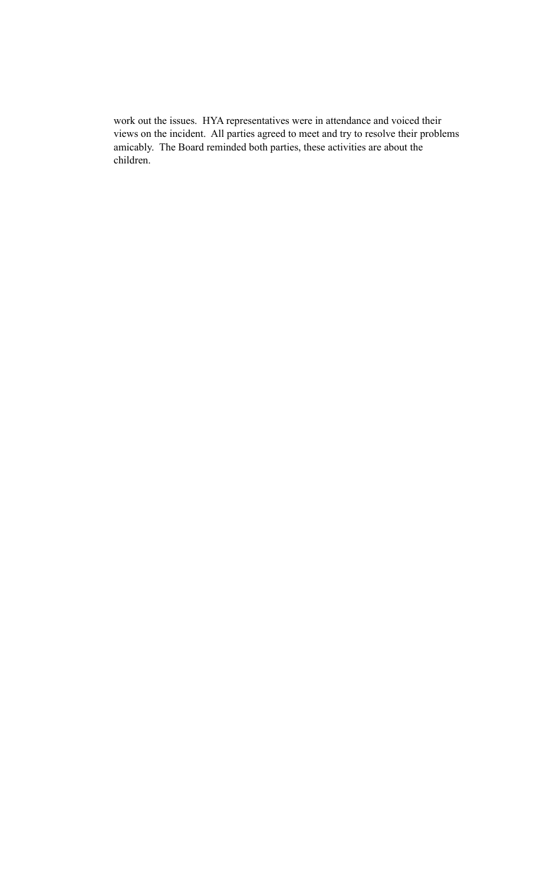work out the issues. HYA representatives were in attendance and voiced their views on the incident. All parties agreed to meet and try to resolve their problems amicably. The Board reminded both parties, these activities are about the children.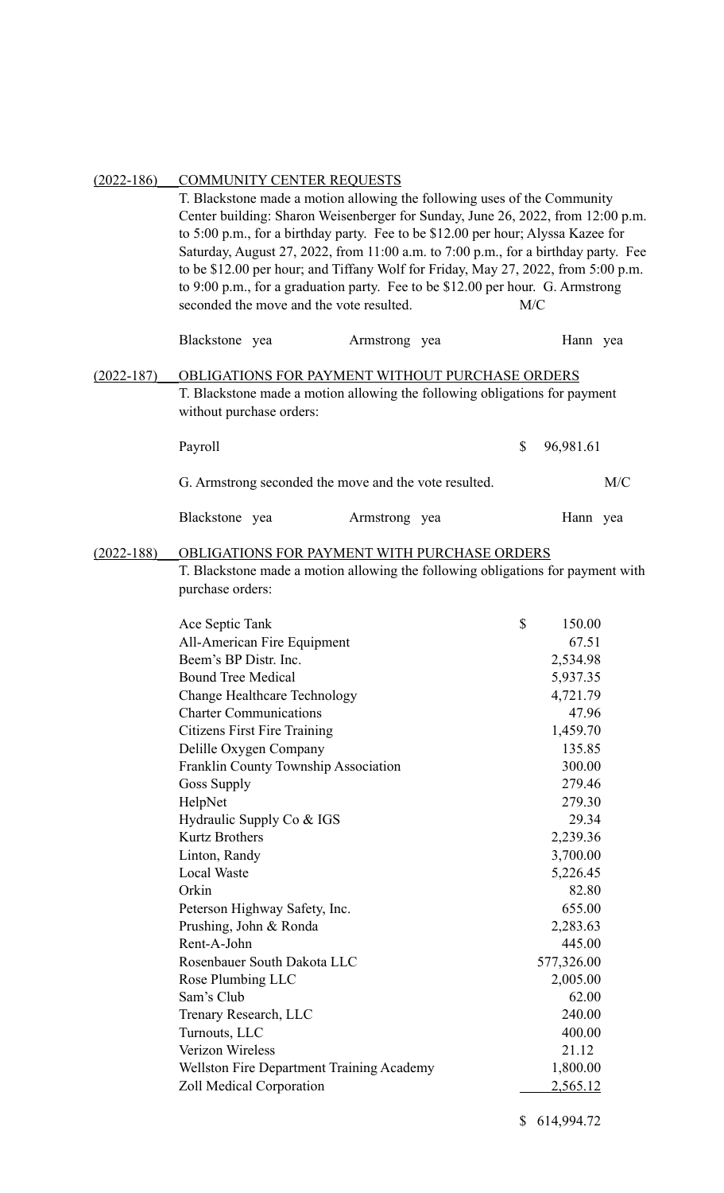(2022-186) COMMUNITY CENTER REQUESTS

T. Blackstone made a motion allowing the following uses of the Community Center building: Sharon Weisenberger for Sunday, June 26, 2022, from 12:00 p.m. to 5:00 p.m., for a birthday party. Fee to be $12.00 per hour; Alyssa Kazee for Saturday, August 27, 2022, from 11:00 a.m. to 7:00 p.m., for a birthday party. Fee to be $12.00 per hour; and Tiffany Wolf for Friday, May 27, 2022, from 5:00 p.m. to 9:00 p.m., for a graduation party. Fee to be $12.00 per hour. G. Armstrong seconded the move and the vote resulted. M/C

Blackstone yea Armstrong yea Hann yea

(2022-187) OBLIGATIONS FOR PAYMENT WITHOUT PURCHASE ORDERS

T. Blackstone made a motion allowing the following obligations for payment without purchase orders:

| | |
|---|---|
| Payroll | $ 96,981.61 |

G. Armstrong seconded the move and the vote resulted. M/C

Blackstone yea Armstrong yea Hann yea

(2022-188) OBLIGATIONS FOR PAYMENT WITH PURCHASE ORDERS

T. Blackstone made a motion allowing the following obligations for payment with purchase orders:

| | |
|---|---|
| Ace Septic Tank | $ 150.00 |
| All-American Fire Equipment | 67.51 |
| Beem's BP Distr. Inc. | 2,534.98 |
| Bound Tree Medical | 5,937.35 |
| Change Healthcare Technology | 4,721.79 |
| Charter Communications | 47.96 |
| Citizens First Fire Training | 1,459.70 |
| Delille Oxygen Company | 135.85 |
| Franklin County Township Association | 300.00 |
| Goss Supply | 279.46 |
| HelpNet | 279.30 |
| Hydraulic Supply Co & IGS | 29.34 |
| Kurtz Brothers | 2,239.36 |
| Linton, Randy | 3,700.00 |
| Local Waste | 5,226.45 |
| Orkin | 82.80 |
| Peterson Highway Safety, Inc. | 655.00 |
| Prushing, John & Ronda | 2,283.63 |
| Rent-A-John | 445.00 |
| Rosenbauer South Dakota LLC | 577,326.00 |
| Rose Plumbing LLC | 2,005.00 |
| Sam's Club | 62.00 |
| Trenary Research, LLC | 240.00 |
| Turnouts, LLC | 400.00 |
| Verizon Wireless | 21.12 |
| Wellston Fire Department Training Academy | 1,800.00 |
| Zoll Medical Corporation | 2,565.12 |
| | $ 614,994.72 |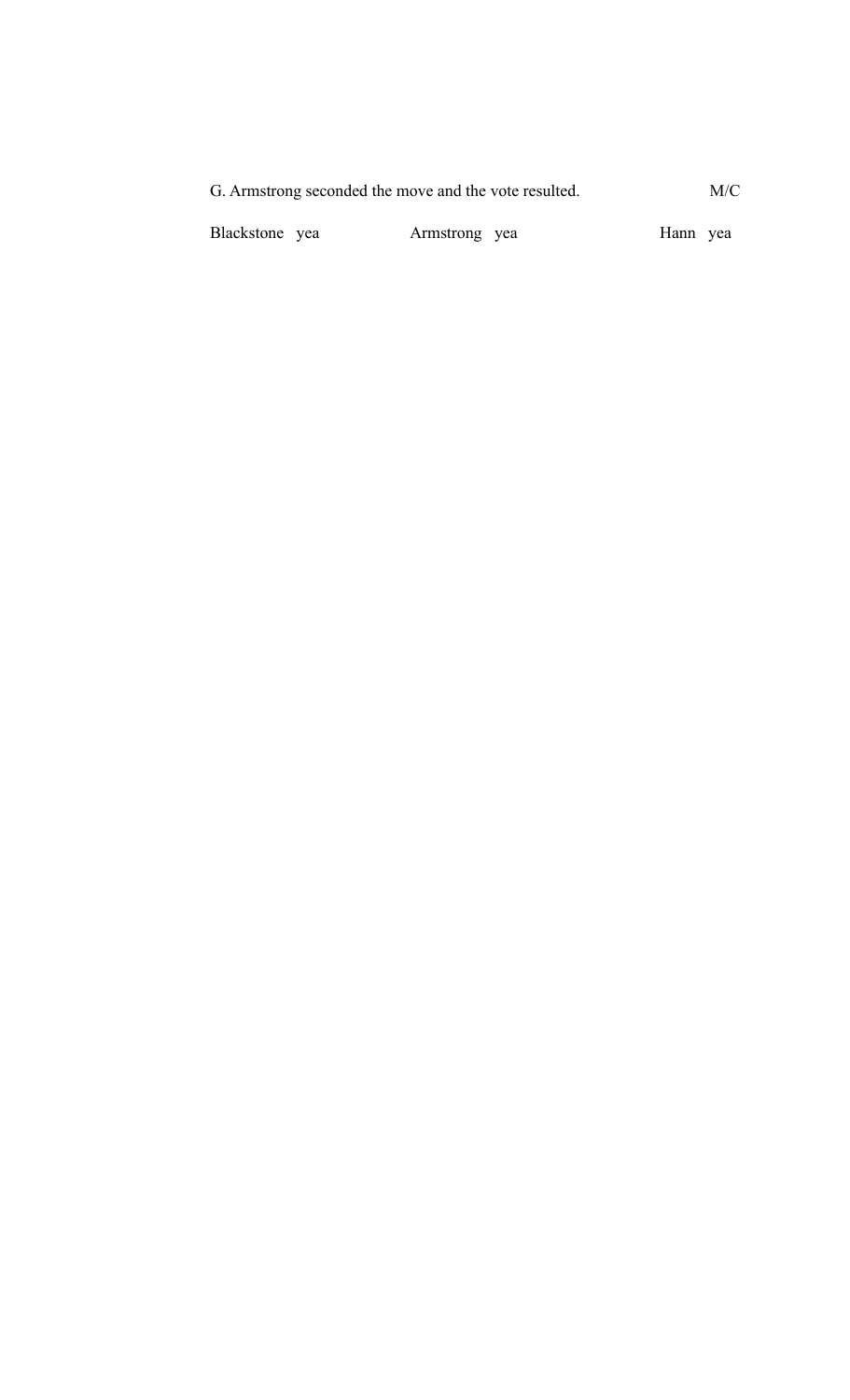G. Armstrong seconded the move and the vote resulted. M/C

Blackstone yea Armstrong yea Hann yea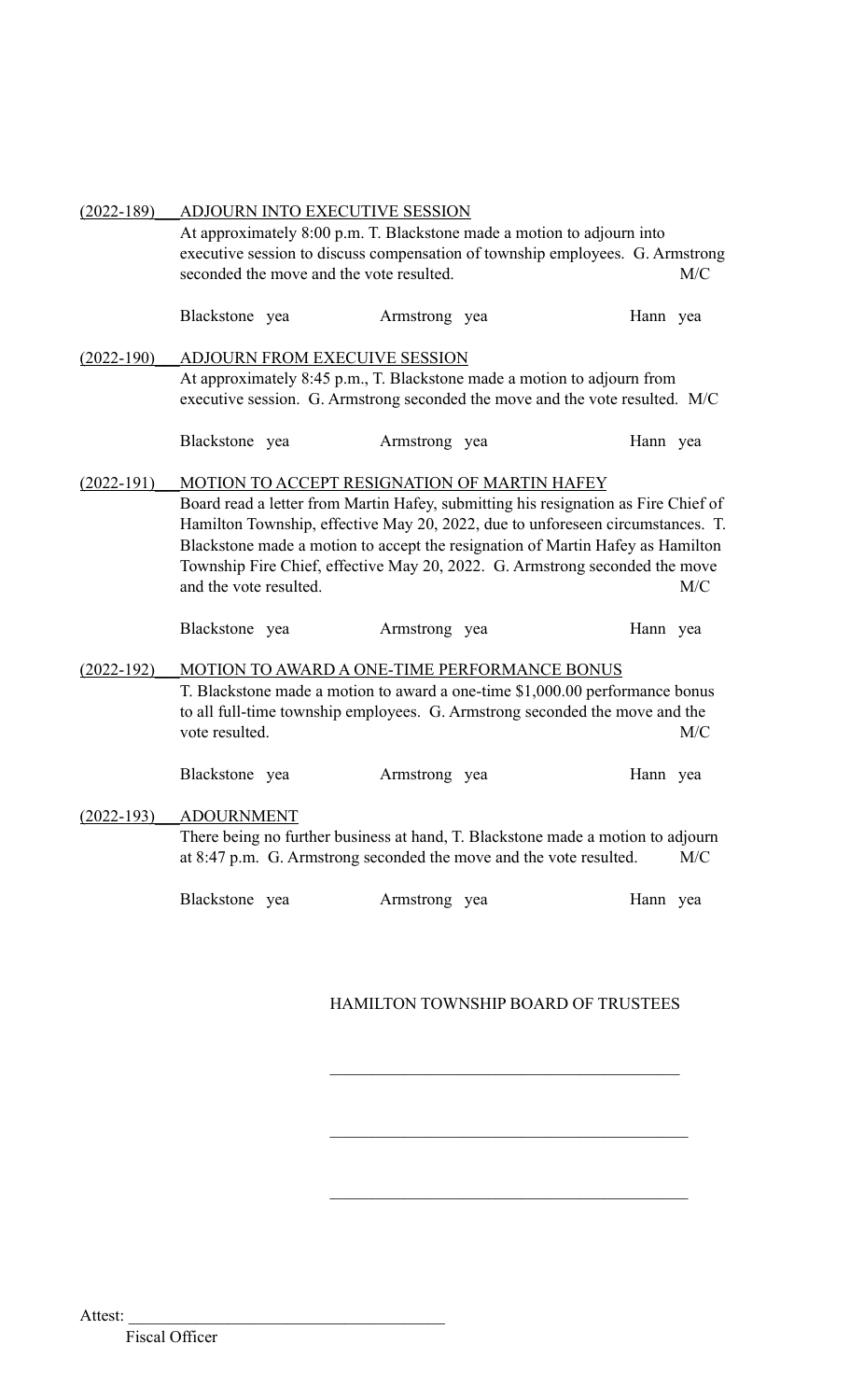**(2022-189)** **ADJOURN INTO EXECUTIVE SESSION**

At approximately 8:00 p.m. T. Blackstone made a motion to adjourn into executive session to discuss compensation of township employees. G. Armstrong seconded the move and the vote resulted. M/C

Blackstone yea Armstrong yea Hann yea

**(2022-190)** **ADJOURN FROM EXECUIVE SESSION**

At approximately 8:45 p.m., T. Blackstone made a motion to adjourn from executive session. G. Armstrong seconded the move and the vote resulted. M/C

Blackstone yea Armstrong yea Hann yea

**(2022-191)** **MOTION TO ACCEPT RESIGNATION OF MARTIN HAFEY**

Board read a letter from Martin Hafey, submitting his resignation as Fire Chief of Hamilton Township, effective May 20, 2022, due to unforeseen circumstances. T. Blackstone made a motion to accept the resignation of Martin Hafey as Hamilton Township Fire Chief, effective May 20, 2022. G. Armstrong seconded the move and the vote resulted. M/C

Blackstone yea Armstrong yea Hann yea

**(2022-192)** **MOTION TO AWARD A ONE-TIME PERFORMANCE BONUS**

T. Blackstone made a motion to award a one-time $1,000.00 performance bonus to all full-time township employees. G. Armstrong seconded the move and the vote resulted. M/C

Blackstone yea Armstrong yea Hann yea

**(2022-193)** **ADOURNMENT**

There being no further business at hand, T. Blackstone made a motion to adjourn at 8:47 p.m. G. Armstrong seconded the move and the vote resulted. M/C

Blackstone yea Armstrong yea Hann yea

HAMILTON TOWNSHIP BOARD OF TRUSTEES

\_\_\_\_\_\_\_\_\_\_\_\_\_\_\_\_\_\_\_\_\_\_\_\_\_\_\_\_\_\_\_\_\_\_\_\_\_\_\_\_

\_\_\_\_\_\_\_\_\_\_\_\_\_\_\_\_\_\_\_\_\_\_\_\_\_\_\_\_\_\_\_\_\_\_\_\_\_\_\_\_

\_\_\_\_\_\_\_\_\_\_\_\_\_\_\_\_\_\_\_\_\_\_\_\_\_\_\_\_\_\_\_\_\_\_\_\_\_\_\_\_

Attest: \_\_\_\_\_\_\_\_\_\_\_\_\_\_\_\_\_\_\_\_\_\_\_\_\_\_\_\_\_\_\_\_\_\_\_\_\_\_

Fiscal Officer